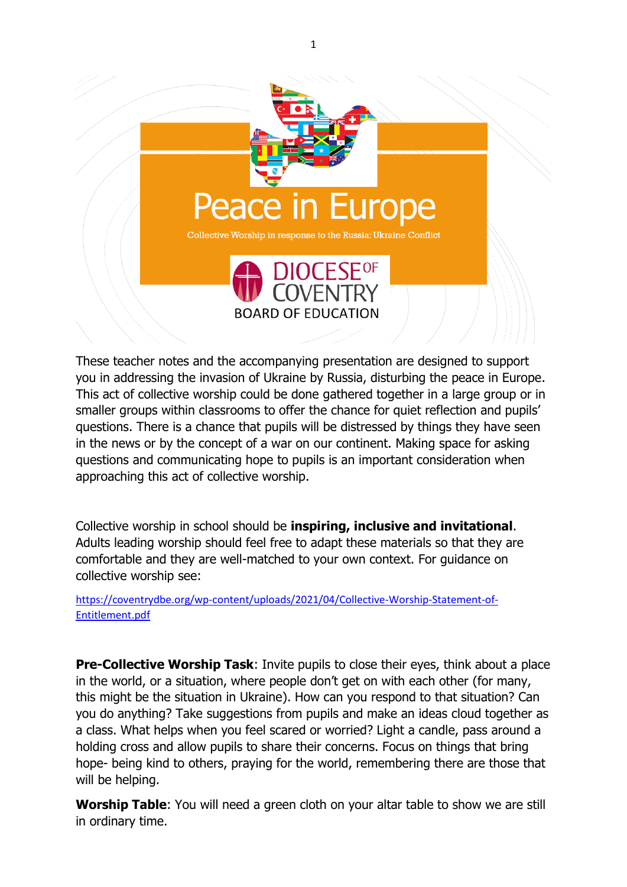# Peace in Europe

Collective Worship in response to the Russia: Ukraine Conflict

DIOCESE OF COVENTRY
BOARD OF EDUCATION

These teacher notes and the accompanying presentation are designed to support you in addressing the invasion of Ukraine by Russia, disturbing the peace in Europe. This act of collective worship could be done gathered together in a large group or in smaller groups within classrooms to offer the chance for quiet reflection and pupils' questions. There is a chance that pupils will be distressed by things they have seen in the news or by the concept of a war on our continent. Making space for asking questions and communicating hope to pupils is an important consideration when approaching this act of collective worship.

Collective worship in school should be **inspiring, inclusive and invitational**. Adults leading worship should feel free to adapt these materials so that they are comfortable and they are well-matched to your own context. For guidance on collective worship see:

https://coventrydbe.org/wp-content/uploads/2021/04/Collective-Worship-Statement-of-Entitlement.pdf

**Pre-Collective Worship Task**: Invite pupils to close their eyes, think about a place in the world, or a situation, where people don't get on with each other (for many, this might be the situation in Ukraine). How can you respond to that situation? Can you do anything? Take suggestions from pupils and make an ideas cloud together as a class. What helps when you feel scared or worried? Light a candle, pass around a holding cross and allow pupils to share their concerns. Focus on things that bring hope- being kind to others, praying for the world, remembering there are those that will be helping.

**Worship Table**: You will need a green cloth on your altar table to show we are still in ordinary time.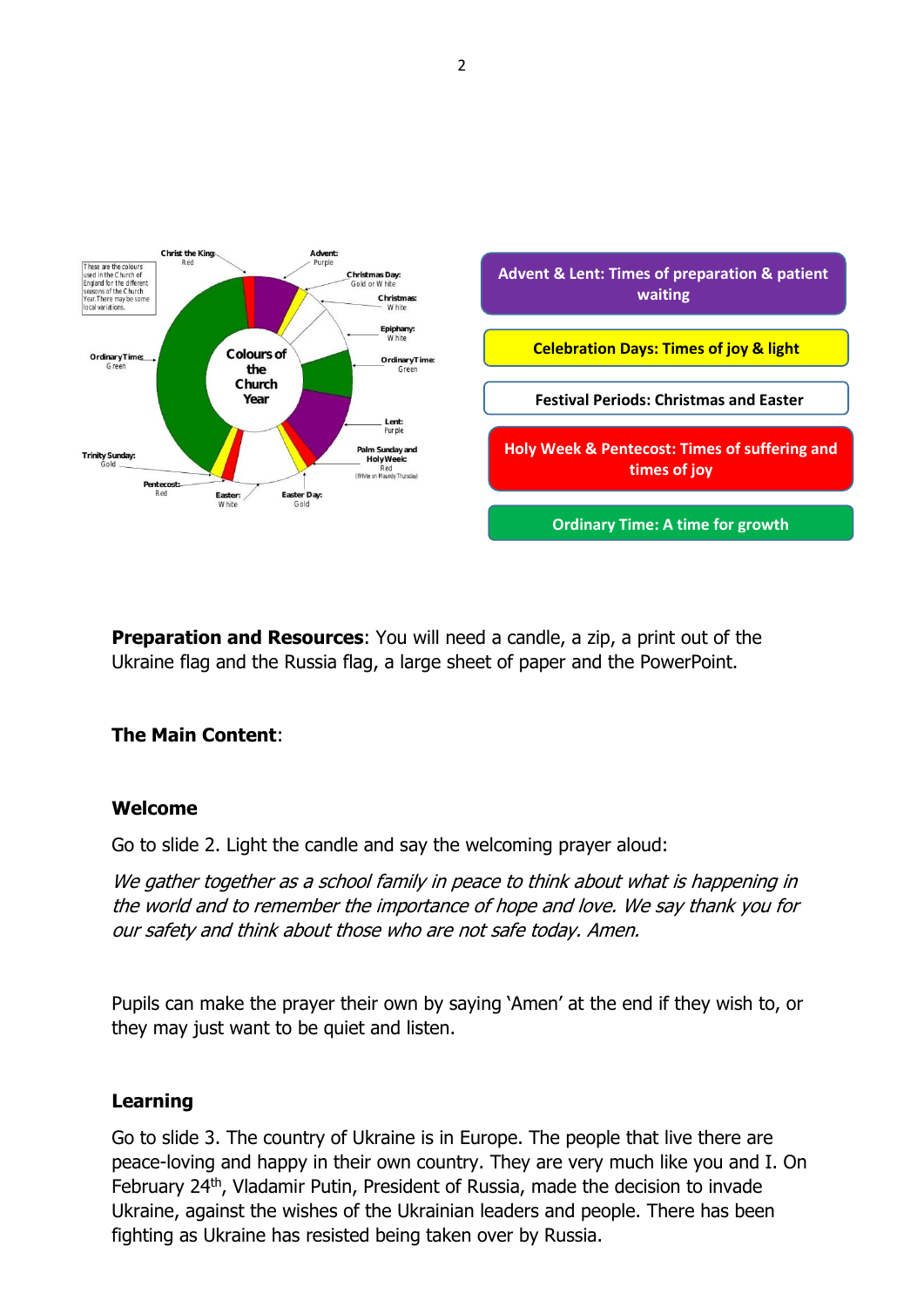Colours of the Church Year

These are the colours used in the Church of England for the different seasons of the Church Year. There may be some local variations.

- Advent: Purple
- Christmas Day: Gold or White
- Christmas: White
- Epiphany: White
- Ordinary Time: Green
- Lent: Purple
- Palm Sunday and Holy Week: Red (White on Maundy Thursday)
- Easter Day: Gold
- Easter: White
- Pentecost: Red
- Trinity Sunday: Gold
- Ordinary Time: Green
- Christ the King: Red

**Advent & Lent: Times of preparation & patient waiting**

**Celebration Days: Times of joy & light**

**Festival Periods: Christmas and Easter**

**Holy Week & Pentecost: Times of suffering and times of joy**

**Ordinary Time: A time for growth**

**Preparation and Resources**: You will need a candle, a zip, a print out of the Ukraine flag and the Russia flag, a large sheet of paper and the PowerPoint.

**The Main Content**:

**Welcome**

Go to slide 2. Light the candle and say the welcoming prayer aloud:

*We gather together as a school family in peace to think about what is happening in the world and to remember the importance of hope and love. We say thank you for our safety and think about those who are not safe today. Amen.*

Pupils can make the prayer their own by saying 'Amen' at the end if they wish to, or they may just want to be quiet and listen.

**Learning**

Go to slide 3. The country of Ukraine is in Europe. The people that live there are peace-loving and happy in their own country. They are very much like you and I. On February 24th, Vladamir Putin, President of Russia, made the decision to invade Ukraine, against the wishes of the Ukrainian leaders and people. There has been fighting as Ukraine has resisted being taken over by Russia.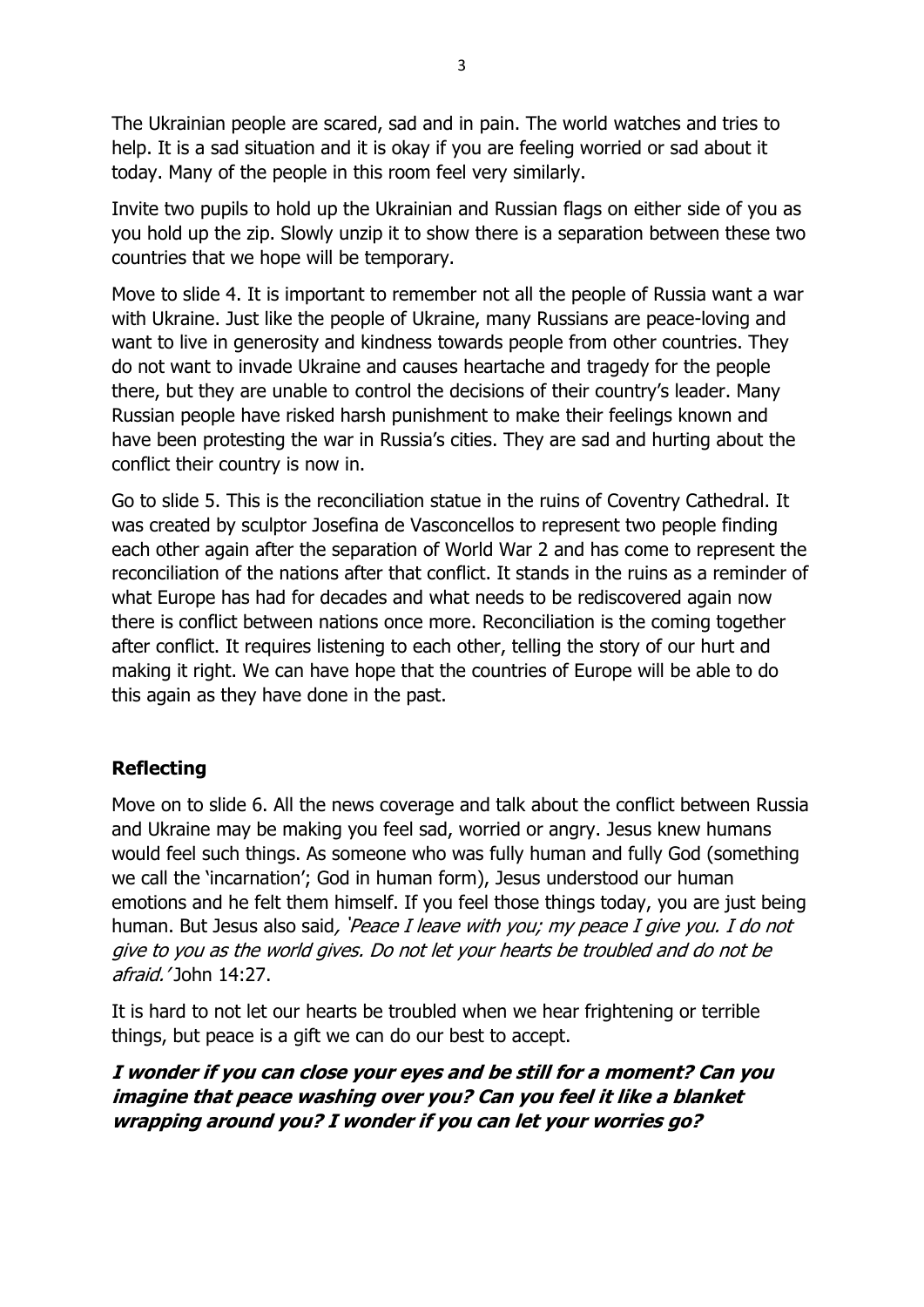The Ukrainian people are scared, sad and in pain. The world watches and tries to help. It is a sad situation and it is okay if you are feeling worried or sad about it today. Many of the people in this room feel very similarly.

Invite two pupils to hold up the Ukrainian and Russian flags on either side of you as you hold up the zip. Slowly unzip it to show there is a separation between these two countries that we hope will be temporary.

Move to slide 4. It is important to remember not all the people of Russia want a war with Ukraine. Just like the people of Ukraine, many Russians are peace-loving and want to live in generosity and kindness towards people from other countries. They do not want to invade Ukraine and causes heartache and tragedy for the people there, but they are unable to control the decisions of their country's leader. Many Russian people have risked harsh punishment to make their feelings known and have been protesting the war in Russia's cities. They are sad and hurting about the conflict their country is now in.

Go to slide 5. This is the reconciliation statue in the ruins of Coventry Cathedral. It was created by sculptor Josefina de Vasconcellos to represent two people finding each other again after the separation of World War 2 and has come to represent the reconciliation of the nations after that conflict. It stands in the ruins as a reminder of what Europe has had for decades and what needs to be rediscovered again now there is conflict between nations once more. Reconciliation is the coming together after conflict. It requires listening to each other, telling the story of our hurt and making it right. We can have hope that the countries of Europe will be able to do this again as they have done in the past.

## Reflecting

Move on to slide 6. All the news coverage and talk about the conflict between Russia and Ukraine may be making you feel sad, worried or angry. Jesus knew humans would feel such things. As someone who was fully human and fully God (something we call the 'incarnation'; God in human form), Jesus understood our human emotions and he felt them himself. If you feel those things today, you are just being human. But Jesus also said, *'Peace I leave with you; my peace I give you. I do not give to you as the world gives. Do not let your hearts be troubled and do not be afraid.'* John 14:27.

It is hard to not let our hearts be troubled when we hear frightening or terrible things, but peace is a gift we can do our best to accept.

***I wonder if you can close your eyes and be still for a moment? Can you imagine that peace washing over you? Can you feel it like a blanket wrapping around you? I wonder if you can let your worries go?***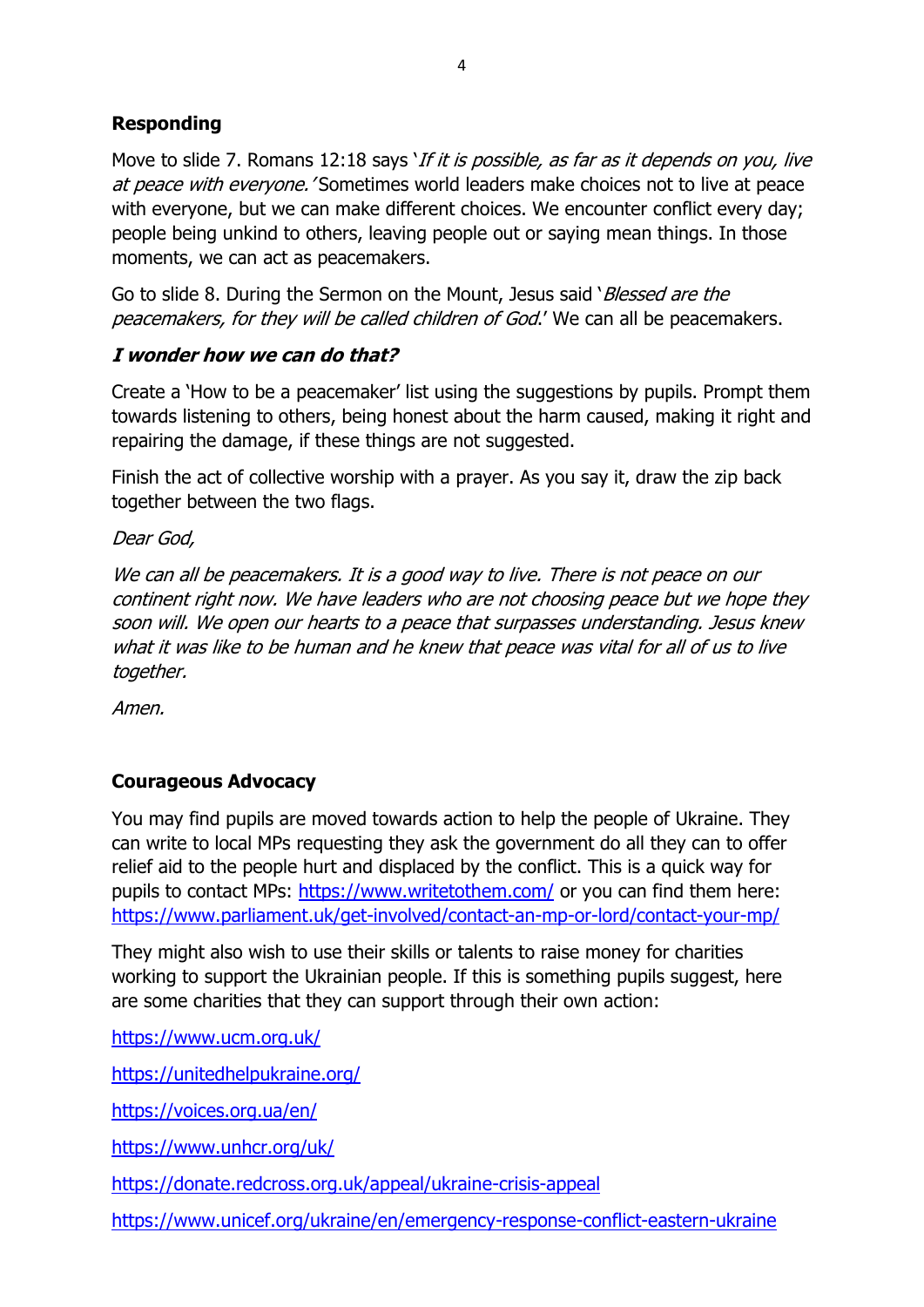**Responding**

Move to slide 7. Romans 12:18 says '*If it is possible, as far as it depends on you, live at peace with everyone.'* Sometimes world leaders make choices not to live at peace with everyone, but we can make different choices. We encounter conflict every day; people being unkind to others, leaving people out or saying mean things. In those moments, we can act as peacemakers.

Go to slide 8. During the Sermon on the Mount, Jesus said '*Blessed are the peacemakers, for they will be called children of God*.' We can all be peacemakers.

***I wonder how we can do that?***

Create a 'How to be a peacemaker' list using the suggestions by pupils. Prompt them towards listening to others, being honest about the harm caused, making it right and repairing the damage, if these things are not suggested.

Finish the act of collective worship with a prayer. As you say it, draw the zip back together between the two flags.

*Dear God,*

*We can all be peacemakers. It is a good way to live. There is not peace on our continent right now. We have leaders who are not choosing peace but we hope they soon will. We open our hearts to a peace that surpasses understanding. Jesus knew what it was like to be human and he knew that peace was vital for all of us to live together.*

*Amen.*

**Courageous Advocacy**

You may find pupils are moved towards action to help the people of Ukraine. They can write to local MPs requesting they ask the government do all they can to offer relief aid to the people hurt and displaced by the conflict. This is a quick way for pupils to contact MPs: https://www.writetothem.com/ or you can find them here: https://www.parliament.uk/get-involved/contact-an-mp-or-lord/contact-your-mp/

They might also wish to use their skills or talents to raise money for charities working to support the Ukrainian people. If this is something pupils suggest, here are some charities that they can support through their own action:

https://www.ucm.org.uk/

https://unitedhelpukraine.org/

https://voices.org.ua/en/

https://www.unhcr.org/uk/

https://donate.redcross.org.uk/appeal/ukraine-crisis-appeal

https://www.unicef.org/ukraine/en/emergency-response-conflict-eastern-ukraine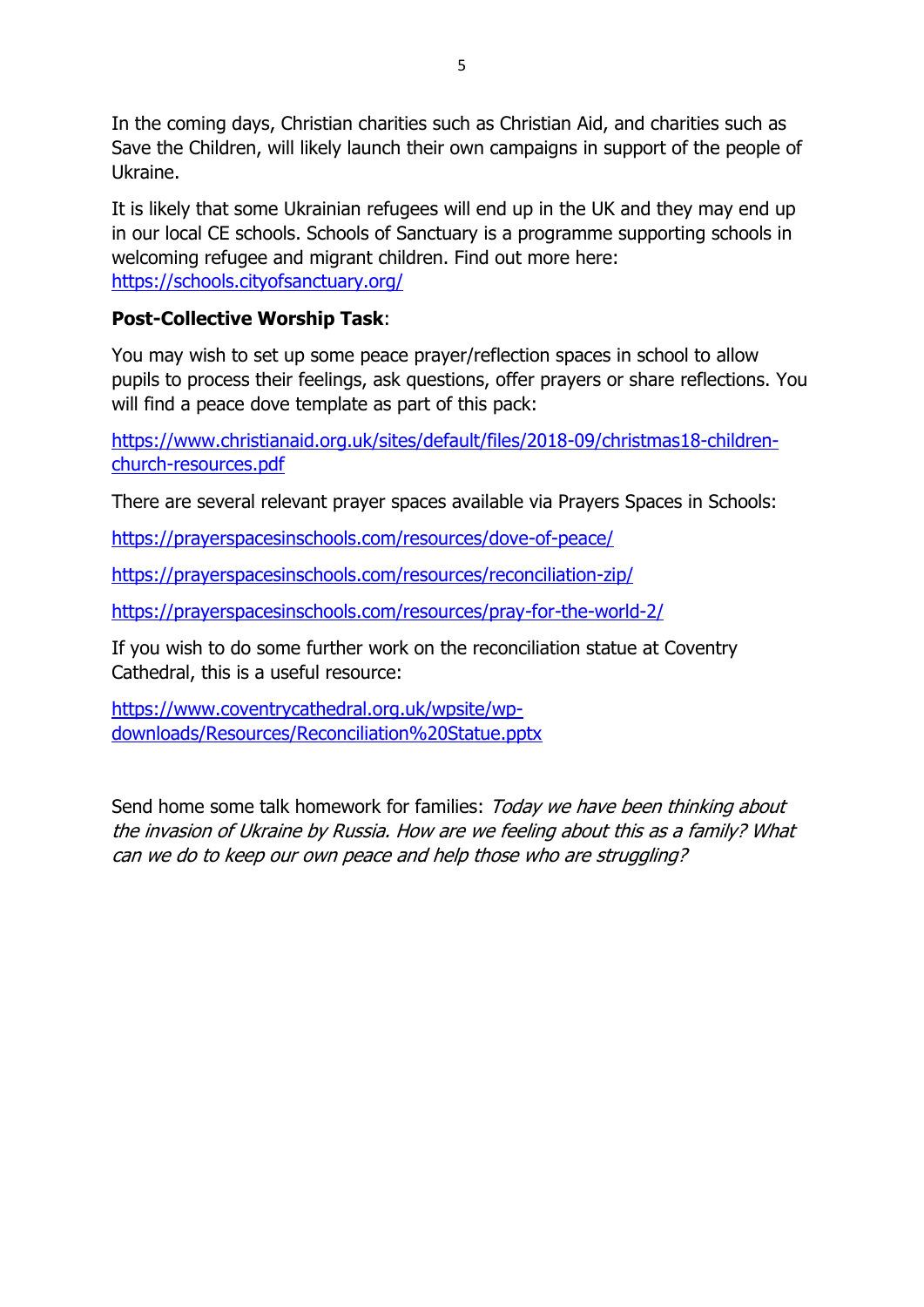In the coming days, Christian charities such as Christian Aid, and charities such as Save the Children, will likely launch their own campaigns in support of the people of Ukraine.

It is likely that some Ukrainian refugees will end up in the UK and they may end up in our local CE schools. Schools of Sanctuary is a programme supporting schools in welcoming refugee and migrant children. Find out more here: https://schools.cityofsanctuary.org/

**Post-Collective Worship Task**:

You may wish to set up some peace prayer/reflection spaces in school to allow pupils to process their feelings, ask questions, offer prayers or share reflections. You will find a peace dove template as part of this pack:

https://www.christianaid.org.uk/sites/default/files/2018-09/christmas18-children-church-resources.pdf

There are several relevant prayer spaces available via Prayers Spaces in Schools:

https://prayerspacesinschools.com/resources/dove-of-peace/

https://prayerspacesinschools.com/resources/reconciliation-zip/

https://prayerspacesinschools.com/resources/pray-for-the-world-2/

If you wish to do some further work on the reconciliation statue at Coventry Cathedral, this is a useful resource:

https://www.coventrycathedral.org.uk/wpsite/wp-downloads/Resources/Reconciliation%20Statue.pptx

Send home some talk homework for families: *Today we have been thinking about the invasion of Ukraine by Russia. How are we feeling about this as a family? What can we do to keep our own peace and help those who are struggling?*